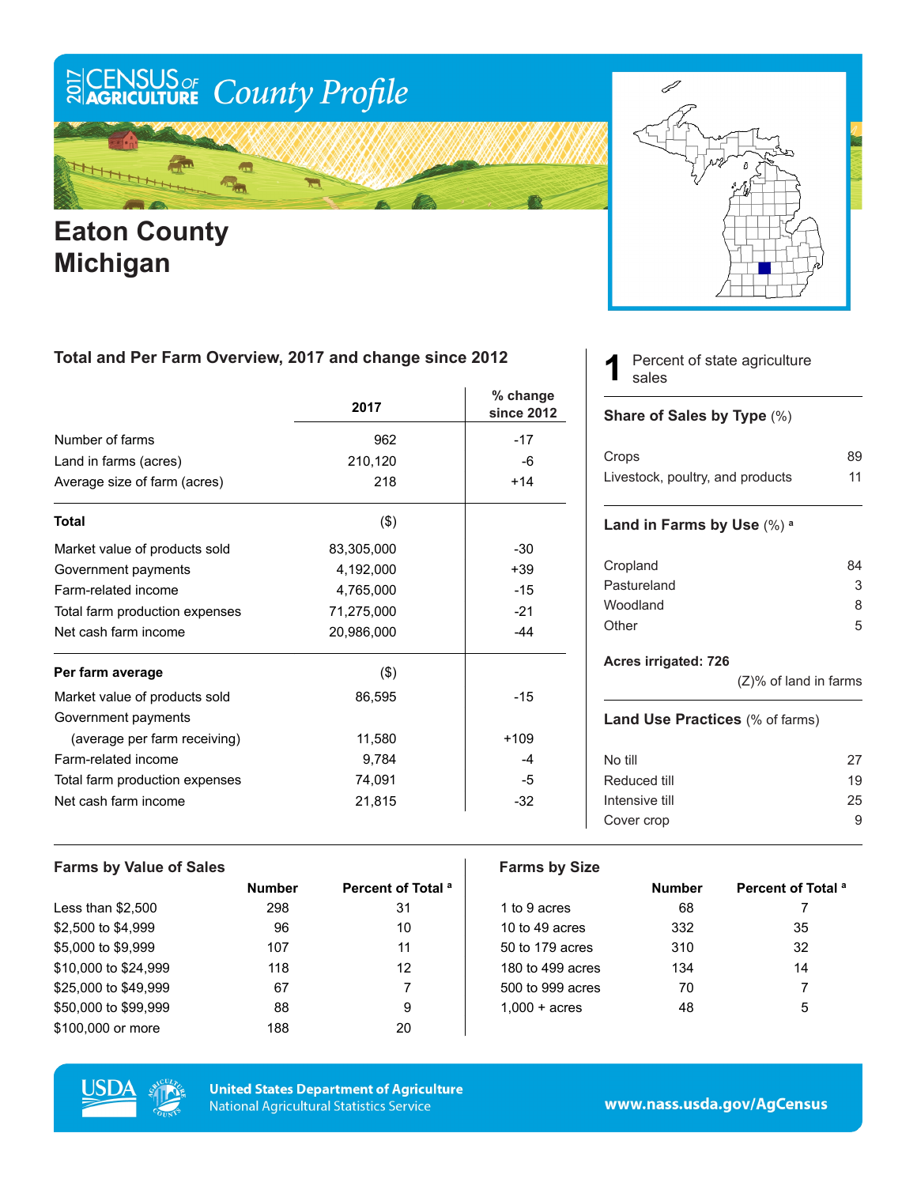# 2017 CENSUS OF AGRICULTURE *County Profile*

# Eaton County Michigan

## Total and Per Farm Overview, 2017 and change since 2012

| | 2017 | % change since 2012 |
|---|---|---|
| Number of farms | 962 | -17 |
| Land in farms (acres) | 210,120 | -6 |
| Average size of farm (acres) | 218 | +14 |
| **Total** | ($) | |
| Market value of products sold | 83,305,000 | -30 |
| Government payments | 4,192,000 | +39 |
| Farm-related income | 4,765,000 | -15 |
| Total farm production expenses | 71,275,000 | -21 |
| Net cash farm income | 20,986,000 | -44 |
| **Per farm average** | ($) | |
| Market value of products sold | 86,595 | -15 |
| Government payments (average per farm receiving) | 11,580 | +109 |
| Farm-related income | 9,784 | -4 |
| Total farm production expenses | 74,091 | -5 |
| Net cash farm income | 21,815 | -32 |

**1** Percent of state agriculture sales

### Share of Sales by Type (%)

| | |
|---|---|
| Crops | 89 |
| Livestock, poultry, and products | 11 |

### Land in Farms by Use (%) [a]

| | |
|---|---|
| Cropland | 84 |
| Pastureland | 3 |
| Woodland | 8 |
| Other | 5 |

**Acres irrigated: 726**

(Z)% of land in farms

### Land Use Practices (% of farms)

| | |
|---|---|
| No till | 27 |
| Reduced till | 19 |
| Intensive till | 25 |
| Cover crop | 9 |

## Farms by Value of Sales

| | Number | Percent of Total [a] |
|---|---|---|
| Less than $2,500 | 298 | 31 |
| $2,500 to $4,999 | 96 | 10 |
| $5,000 to $9,999 | 107 | 11 |
| $10,000 to $24,999 | 118 | 12 |
| $25,000 to $49,999 | 67 | 7 |
| $50,000 to $99,999 | 88 | 9 |
| $100,000 or more | 188 | 20 |

## Farms by Size

| | Number | Percent of Total [a] |
|---|---|---|
| 1 to 9 acres | 68 | 7 |
| 10 to 49 acres | 332 | 35 |
| 50 to 179 acres | 310 | 32 |
| 180 to 499 acres | 134 | 14 |
| 500 to 999 acres | 70 | 7 |
| 1,000 + acres | 48 | 5 |

United States Department of Agriculture
National Agricultural Statistics Service

www.nass.usda.gov/AgCensus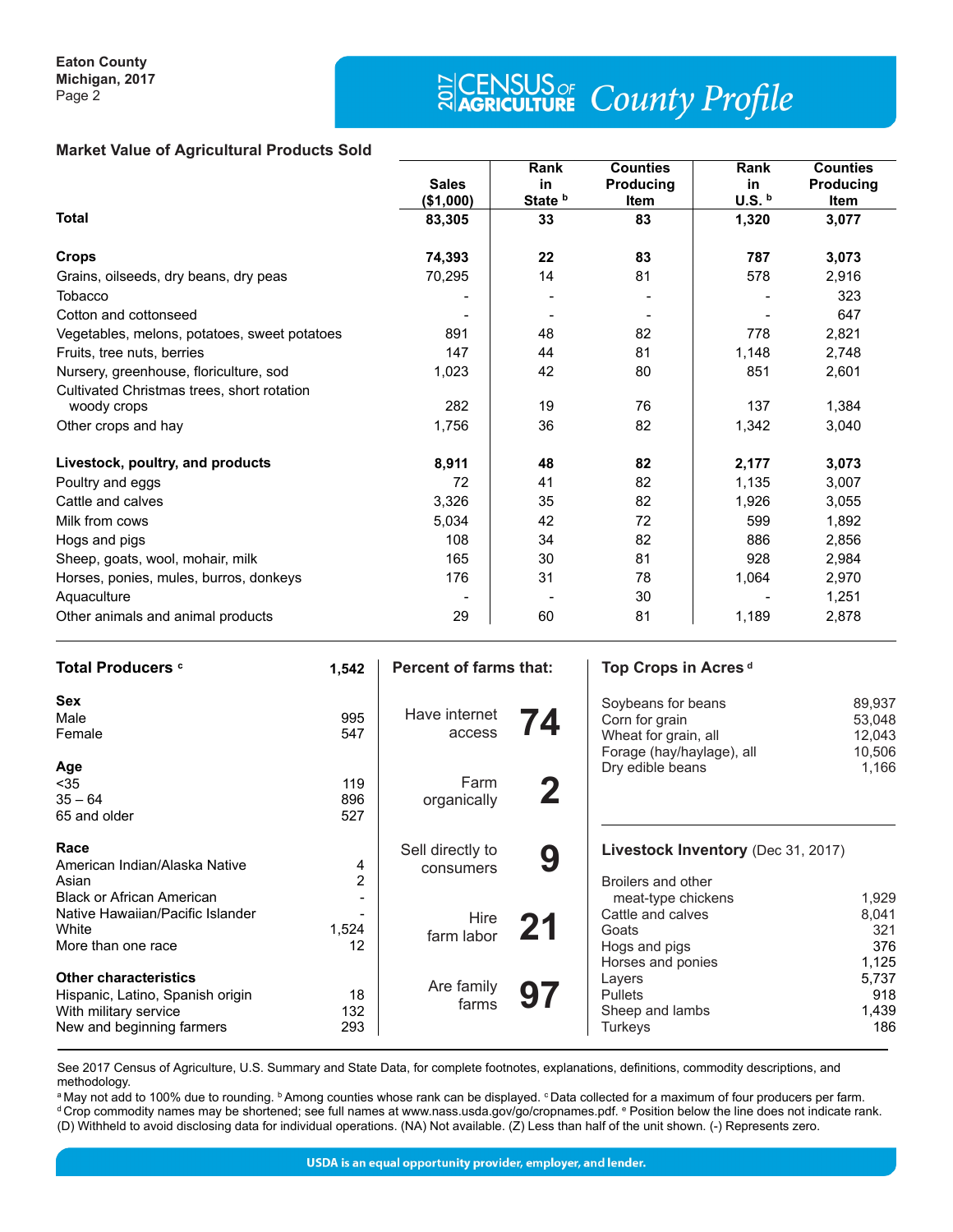Eaton County
Michigan, 2017

2017 CENSUS OF AGRICULTURE *County Profile*

## Market Value of Agricultural Products Sold

| | Sales ($1,000) | Rank in State [b] | Counties Producing Item | Rank in U.S. [b] | Counties Producing Item |
|---|---|---|---|---|---|
| **Total** | **83,305** | **33** | **83** | **1,320** | **3,077** |
| **Crops** | **74,393** | **22** | **83** | **787** | **3,073** |
| Grains, oilseeds, dry beans, dry peas | 70,295 | 14 | 81 | 578 | 2,916 |
| Tobacco | - | - | - | - | 323 |
| Cotton and cottonseed | - | - | - | - | 647 |
| Vegetables, melons, potatoes, sweet potatoes | 891 | 48 | 82 | 778 | 2,821 |
| Fruits, tree nuts, berries | 147 | 44 | 81 | 1,148 | 2,748 |
| Nursery, greenhouse, floriculture, sod | 1,023 | 42 | 80 | 851 | 2,601 |
| Cultivated Christmas trees, short rotation woody crops | 282 | 19 | 76 | 137 | 1,384 |
| Other crops and hay | 1,756 | 36 | 82 | 1,342 | 3,040 |
| **Livestock, poultry, and products** | **8,911** | **48** | **82** | **2,177** | **3,073** |
| Poultry and eggs | 72 | 41 | 82 | 1,135 | 3,007 |
| Cattle and calves | 3,326 | 35 | 82 | 1,926 | 3,055 |
| Milk from cows | 5,034 | 42 | 72 | 599 | 1,892 |
| Hogs and pigs | 108 | 34 | 82 | 886 | 2,856 |
| Sheep, goats, wool, mohair, milk | 165 | 30 | 81 | 928 | 2,984 |
| Horses, ponies, mules, burros, donkeys | 176 | 31 | 78 | 1,064 | 2,970 |
| Aquaculture | - | - | 30 | - | 1,251 |
| Other animals and animal products | 29 | 60 | 81 | 1,189 | 2,878 |

## Total Producers [c] 1,542

| | |
|---|---|
| **Sex** | |
| Male | 995 |
| Female | 547 |
| **Age** | |
| <35 | 119 |
| 35 – 64 | 896 |
| 65 and older | 527 |
| **Race** | |
| American Indian/Alaska Native | 4 |
| Asian | 2 |
| Black or African American | - |
| Native Hawaiian/Pacific Islander | - |
| White | 1,524 |
| More than one race | 12 |
| **Other characteristics** | |
| Hispanic, Latino, Spanish origin | 18 |
| With military service | 132 |
| New and beginning farmers | 293 |

## Percent of farms that:

| | |
|---|---|
| Have internet access | **74** |
| Farm organically | **2** |
| Sell directly to consumers | **9** |
| Hire farm labor | **21** |
| Are family farms | **97** |

## Top Crops in Acres [d]

| | |
|---|---|
| Soybeans for beans | 89,937 |
| Corn for grain | 53,048 |
| Wheat for grain, all | 12,043 |
| Forage (hay/haylage), all | 10,506 |
| Dry edible beans | 1,166 |

## Livestock Inventory (Dec 31, 2017)

| | |
|---|---|
| Broilers and other meat-type chickens | 1,929 |
| Cattle and calves | 8,041 |
| Goats | 321 |
| Hogs and pigs | 376 |
| Horses and ponies | 1,125 |
| Layers | 5,737 |
| Pullets | 918 |
| Sheep and lambs | 1,439 |
| Turkeys | 186 |

See 2017 Census of Agriculture, U.S. Summary and State Data, for complete footnotes, explanations, definitions, commodity descriptions, and methodology.

[a] May not add to 100% due to rounding. [b] Among counties whose rank can be displayed. [c] Data collected for a maximum of four producers per farm.
[d] Crop commodity names may be shortened; see full names at www.nass.usda.gov/go/cropnames.pdf. [e] Position below the line does not indicate rank.
(D) Withheld to avoid disclosing data for individual operations. (NA) Not available. (Z) Less than half of the unit shown. (-) Represents zero.

USDA is an equal opportunity provider, employer, and lender.